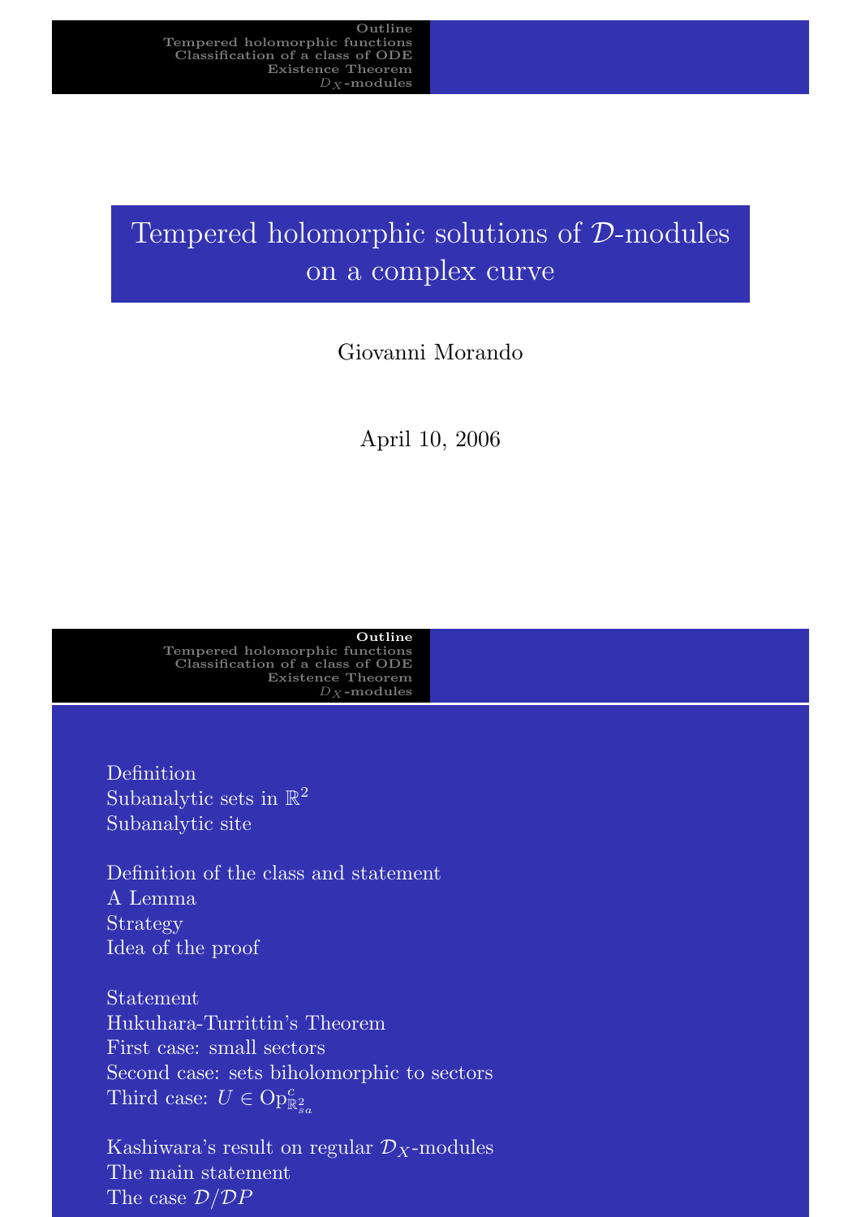# Tempered holomorphic solutions of $\mathcal{D}$-modules on a complex curve

Giovanni Morando

April 10, 2006

---

Definition
Subanalytic sets in $\mathbb{R}^2$
Subanalytic site

Definition of the class and statement
A Lemma
Strategy
Idea of the proof

Statement
Hukuhara-Turrittin's Theorem
First case: small sectors
Second case: sets biholomorphic to sectors
Third case: $U \in \mathrm{Op}^c_{\mathbb{R}^2_{sa}}$

Kashiwara's result on regular $\mathcal{D}_X$-modules
The main statement
The case $\mathcal{D}/\mathcal{D}P$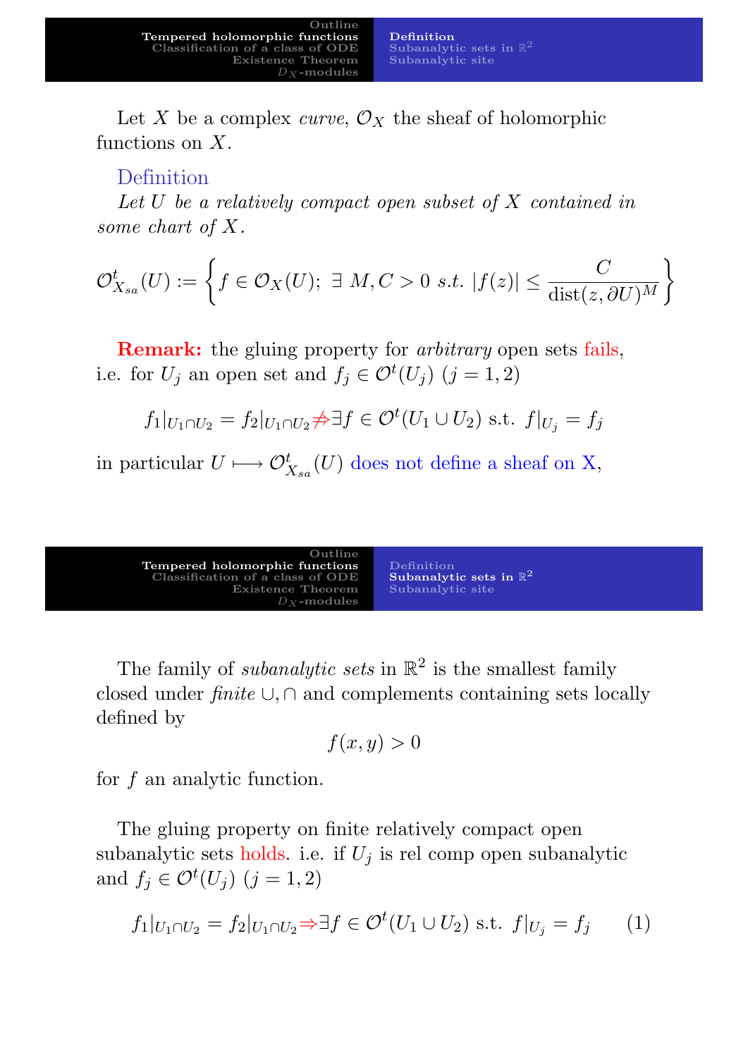Let $X$ be a complex *curve*, $\mathcal{O}_X$ the sheaf of holomorphic functions on $X$.

### Definition

*Let $U$ be a relatively compact open subset of $X$ contained in some chart of $X$.*

$$\mathcal{O}^t_{X_{sa}}(U) := \left\{ f \in \mathcal{O}_X(U);\ \exists\ M, C > 0\ s.t.\ |f(z)| \leq \frac{C}{\text{dist}(z, \partial U)^M} \right\}$$

**Remark:** the gluing property for *arbitrary* open sets fails, i.e. for $U_j$ an open set and $f_j \in \mathcal{O}^t(U_j)$ $(j = 1, 2)$

$$f_1|_{U_1 \cap U_2} = f_2|_{U_1 \cap U_2} \not\Rightarrow \exists f \in \mathcal{O}^t(U_1 \cup U_2) \text{ s.t. } f|_{U_j} = f_j$$

in particular $U \longmapsto \mathcal{O}^t_{X_{sa}}(U)$ does not define a sheaf on X,

The family of *subanalytic sets* in $\mathbb{R}^2$ is the smallest family closed under *finite* $\cup, \cap$ and complements containing sets locally defined by

$$f(x, y) > 0$$

for $f$ an analytic function.

The gluing property on finite relatively compact open subanalytic sets holds. i.e. if $U_j$ is rel comp open subanalytic and $f_j \in \mathcal{O}^t(U_j)$ $(j = 1, 2)$

$$f_1|_{U_1 \cap U_2} = f_2|_{U_1 \cap U_2} \Rightarrow \exists f \in \mathcal{O}^t(U_1 \cup U_2) \text{ s.t. } f|_{U_j} = f_j \tag{1}$$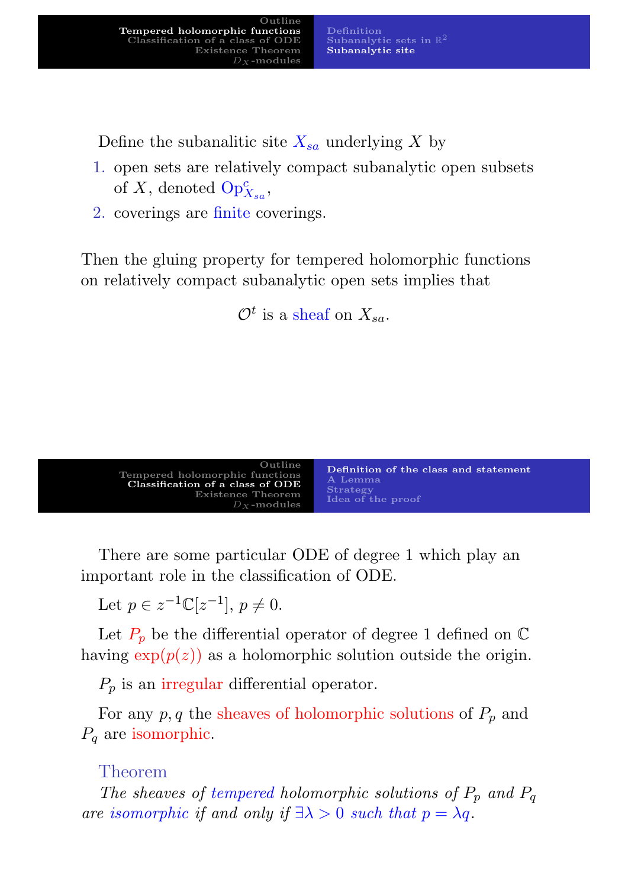Define the subanalitic site $X_{sa}$ underlying $X$ by

1. open sets are relatively compact subanalytic open subsets of $X$, denoted $\mathrm{Op}^c_{X_{sa}}$,
2. coverings are finite coverings.

Then the gluing property for tempered holomorphic functions on relatively compact subanalytic open sets implies that

$$\mathcal{O}^t \text{ is a sheaf on } X_{sa}.$$

There are some particular ODE of degree 1 which play an important role in the classification of ODE.

Let $p \in z^{-1}\mathbb{C}[z^{-1}]$, $p \neq 0$.

Let $P_p$ be the differential operator of degree 1 defined on $\mathbb{C}$ having $\exp(p(z))$ as a holomorphic solution outside the origin.

$P_p$ is an irregular differential operator.

For any $p, q$ the sheaves of holomorphic solutions of $P_p$ and $P_q$ are isomorphic.

**Theorem**

*The sheaves of tempered holomorphic solutions of $P_p$ and $P_q$ are isomorphic if and only if $\exists \lambda > 0$ such that $p = \lambda q$.*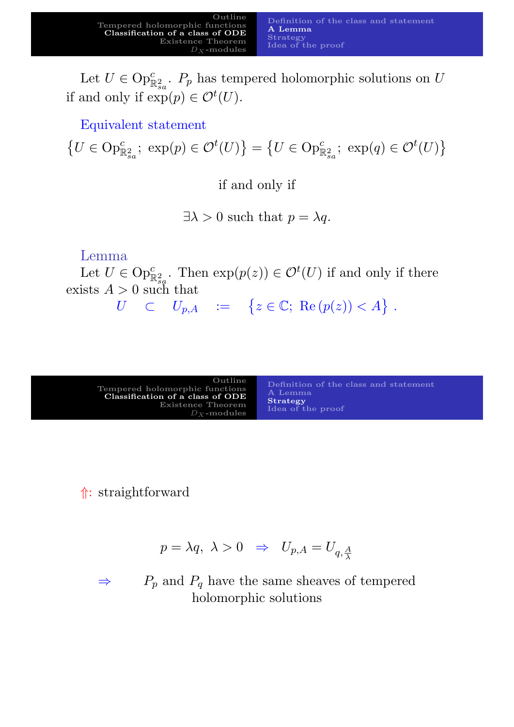Let $U \in \mathrm{Op}^c_{\mathbb{R}^2_{sa}}$. $P_p$ has tempered holomorphic solutions on $U$ if and only if $\exp(p) \in \mathcal{O}^t(U)$.

**Equivalent statement**

$$\left\{U \in \mathrm{Op}^c_{\mathbb{R}^2_{sa}};\ \exp(p) \in \mathcal{O}^t(U)\right\} = \left\{U \in \mathrm{Op}^c_{\mathbb{R}^2_{sa}};\ \exp(q) \in \mathcal{O}^t(U)\right\}$$

if and only if

$$\exists \lambda > 0 \text{ such that } p = \lambda q.$$

**Lemma**

Let $U \in \mathrm{Op}^c_{\mathbb{R}^2_{sa}}$. Then $\exp(p(z)) \in \mathcal{O}^t(U)$ if and only if there exists $A > 0$ such that

$$U \subset U_{p,A} := \left\{z \in \mathbb{C};\ \mathrm{Re}\,(p(z)) < A\right\}.$$

---

$\Uparrow$: straightforward

$$p = \lambda q,\ \lambda > 0 \quad \Rightarrow \quad U_{p,A} = U_{q,\frac{A}{\lambda}}$$

$\Rightarrow$ $P_p$ and $P_q$ have the same sheaves of tempered holomorphic solutions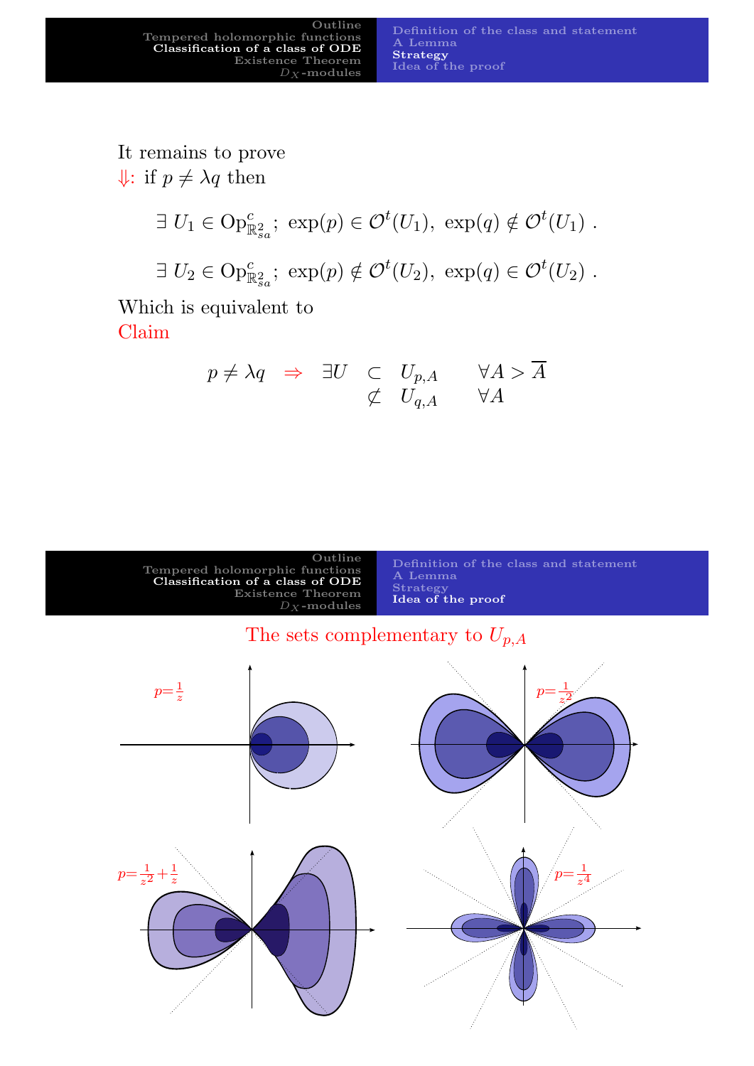It remains to prove

⇓: if $p \neq \lambda q$ then

$$\exists\, U_1 \in \mathrm{Op}^c_{\mathbb{R}^2_{sa}};\ \exp(p) \in \mathcal{O}^t(U_1),\ \exp(q) \notin \mathcal{O}^t(U_1)\ .$$

$$\exists\, U_2 \in \mathrm{Op}^c_{\mathbb{R}^2_{sa}};\ \exp(p) \notin \mathcal{O}^t(U_2),\ \exp(q) \in \mathcal{O}^t(U_2)\ .$$

Which is equivalent to

Claim

$$p \neq \lambda q \quad \Rightarrow \quad \exists U \quad \begin{array}{lll} \subset & U_{p,A} & \forall A > \overline{A} \\ \not\subset & U_{q,A} & \forall A \end{array}$$

## The sets complementary to $U_{p,A}$

$p=\frac{1}{z}$

$p=\frac{1}{z^2}$

$p=\frac{1}{z^2}+\frac{1}{z}$

$p=\frac{1}{z^4}$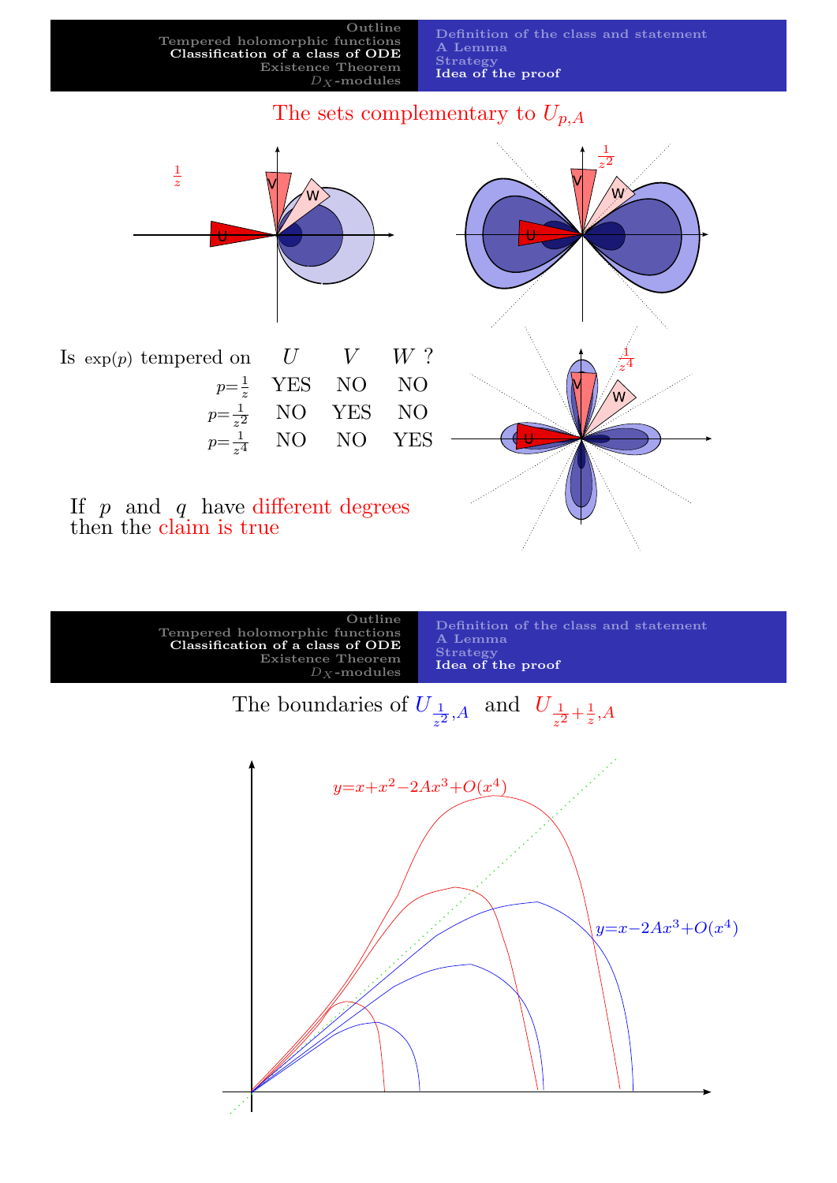## The sets complementary to $U_{p,A}$

$\frac{1}{z}$

$\frac{1}{z^2}$

$\frac{1}{z^4}$

| Is $\exp(p)$ tempered on | $U$ | $V$ | $W$ ? |
|---|---|---|---|
| $p=\frac{1}{z}$ | YES | NO | NO |
| $p=\frac{1}{z^2}$ | NO | YES | NO |
| $p=\frac{1}{z^4}$ | NO | NO | YES |

If $p$ and $q$ have different degrees then the claim is true

## The boundaries of $U_{\frac{1}{z^2},A}$ and $U_{\frac{1}{z^2}+\frac{1}{z},A}$

$y=x+x^2-2Ax^3+O(x^4)$

$y=x-2Ax^3+O(x^4)$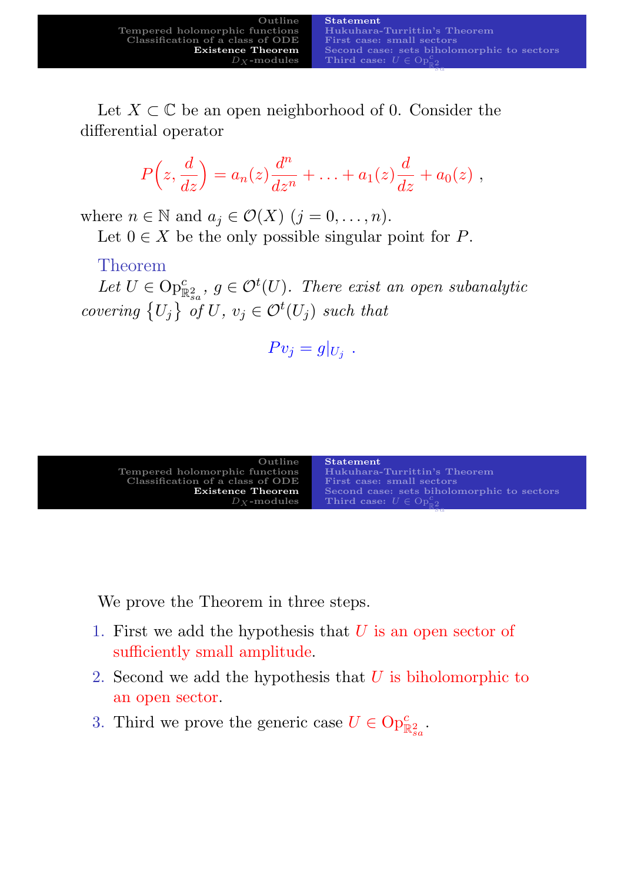Let $X \subset \mathbb{C}$ be an open neighborhood of 0. Consider the differential operator

$$P\Big(z, \frac{d}{dz}\Big) = a_n(z)\frac{d^n}{dz^n} + \ldots + a_1(z)\frac{d}{dz} + a_0(z) \ ,$$

where $n \in \mathbb{N}$ and $a_j \in \mathcal{O}(X)$ $(j = 0, \ldots, n)$.

Let $0 \in X$ be the only possible singular point for $P$.

**Theorem**

*Let $U \in \mathrm{Op}^c_{\mathbb{R}^2_{sa}}$, $g \in \mathcal{O}^t(U)$. There exist an open subanalytic covering $\{U_j\}$ of $U$, $v_j \in \mathcal{O}^t(U_j)$ such that*

$$Pv_j = g|_{U_j} \ .$$

We prove the Theorem in three steps.

1. First we add the hypothesis that $U$ is an open sector of sufficiently small amplitude.
2. Second we add the hypothesis that $U$ is biholomorphic to an open sector.
3. Third we prove the generic case $U \in \mathrm{Op}^c_{\mathbb{R}^2_{sa}}$.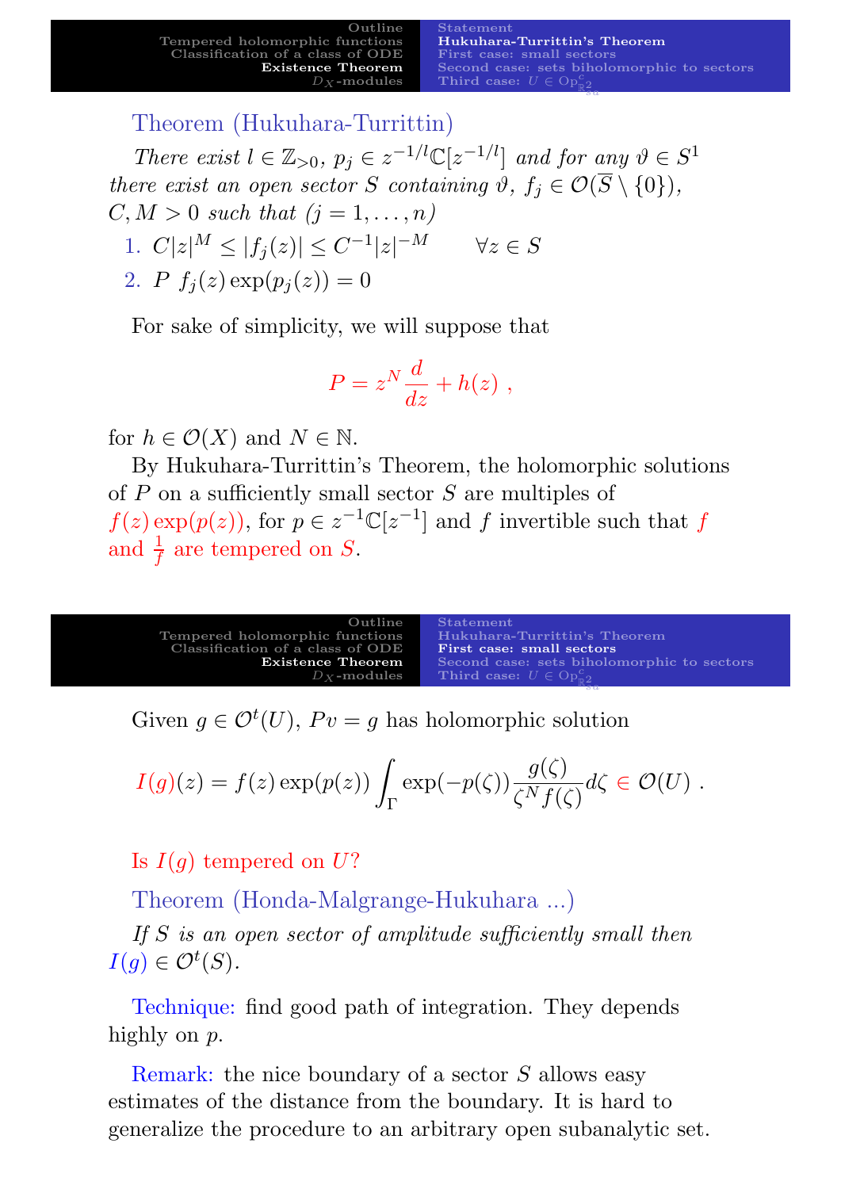### Theorem (Hukuhara-Turrittin)

*There exist $l \in \mathbb{Z}_{>0}$, $p_j \in z^{-1/l}\mathbb{C}[z^{-1/l}]$ and for any $\vartheta \in S^1$ there exist an open sector $S$ containing $\vartheta$, $f_j \in \mathcal{O}(\overline{S} \setminus \{0\})$, $C, M > 0$ such that $(j = 1, \ldots, n)$*

1. $C|z|^M \leq |f_j(z)| \leq C^{-1}|z|^{-M} \qquad \forall z \in S$
2. $P \; f_j(z) \exp(p_j(z)) = 0$

For sake of simplicity, we will suppose that

$$P = z^N \frac{d}{dz} + h(z) \; ,$$

for $h \in \mathcal{O}(X)$ and $N \in \mathbb{N}$.

By Hukuhara-Turrittin's Theorem, the holomorphic solutions of $P$ on a sufficiently small sector $S$ are multiples of $f(z)\exp(p(z))$, for $p \in z^{-1}\mathbb{C}[z^{-1}]$ and $f$ invertible such that $f$ and $\frac{1}{f}$ are tempered on $S$.

Given $g \in \mathcal{O}^t(U)$, $Pv = g$ has holomorphic solution

$$I(g)(z) = f(z)\exp(p(z)) \int_\Gamma \exp(-p(\zeta)) \frac{g(\zeta)}{\zeta^N f(\zeta)} d\zeta \in \mathcal{O}(U) \; .$$

Is $I(g)$ tempered on $U$?

### Theorem (Honda-Malgrange-Hukuhara ...)

*If $S$ is an open sector of amplitude sufficiently small then $I(g) \in \mathcal{O}^t(S)$.*

Technique: find good path of integration. They depends highly on $p$.

Remark: the nice boundary of a sector $S$ allows easy estimates of the distance from the boundary. It is hard to generalize the procedure to an arbitrary open subanalytic set.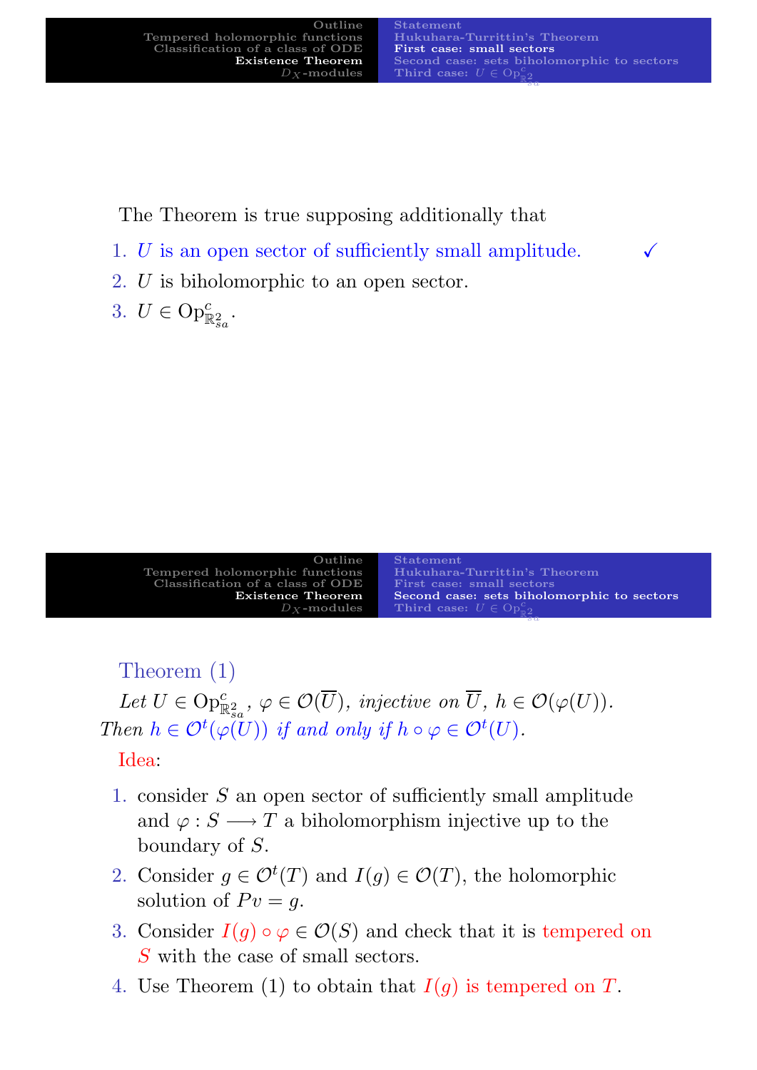The Theorem is true supposing additionally that

1. $U$ is an open sector of sufficiently small amplitude. ✓
2. $U$ is biholomorphic to an open sector.
3. $U \in \mathrm{Op}^c_{\mathbb{R}^2_{sa}}$.

### Theorem (1)

*Let $U \in \mathrm{Op}^c_{\mathbb{R}^2_{sa}}$, $\varphi \in \mathcal{O}(\overline{U})$, injective on $\overline{U}$, $h \in \mathcal{O}(\varphi(U))$. Then $h \in \mathcal{O}^t(\varphi(U))$ if and only if $h \circ \varphi \in \mathcal{O}^t(U)$.*

Idea:

1. consider $S$ an open sector of sufficiently small amplitude and $\varphi : S \longrightarrow T$ a biholomorphism injective up to the boundary of $S$.
2. Consider $g \in \mathcal{O}^t(T)$ and $I(g) \in \mathcal{O}(T)$, the holomorphic solution of $Pv = g$.
3. Consider $I(g) \circ \varphi \in \mathcal{O}(S)$ and check that it is tempered on $S$ with the case of small sectors.
4. Use Theorem (1) to obtain that $I(g)$ is tempered on $T$.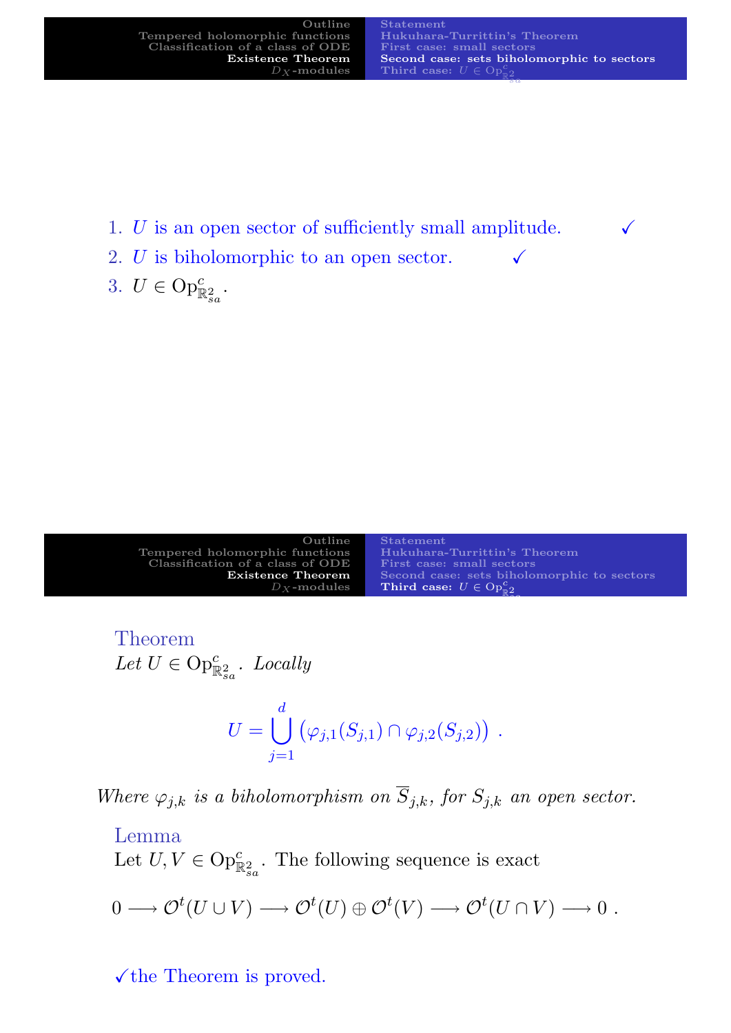1. $U$ is an open sector of sufficiently small amplitude. ✓
2. $U$ is biholomorphic to an open sector. ✓
3. $U \in \mathrm{Op}^c_{\mathbb{R}^2_{sa}}$.

**Theorem**

*Let $U \in \mathrm{Op}^c_{\mathbb{R}^2_{sa}}$. Locally*

$$U = \bigcup_{j=1}^{d} \left(\varphi_{j,1}(S_{j,1}) \cap \varphi_{j,2}(S_{j,2})\right) .$$

*Where $\varphi_{j,k}$ is a biholomorphism on $\overline{S}_{j,k}$, for $S_{j,k}$ an open sector.*

**Lemma**

Let $U, V \in \mathrm{Op}^c_{\mathbb{R}^2_{sa}}$. The following sequence is exact

$$0 \longrightarrow \mathcal{O}^t(U \cup V) \longrightarrow \mathcal{O}^t(U) \oplus \mathcal{O}^t(V) \longrightarrow \mathcal{O}^t(U \cap V) \longrightarrow 0 .$$

✓the Theorem is proved.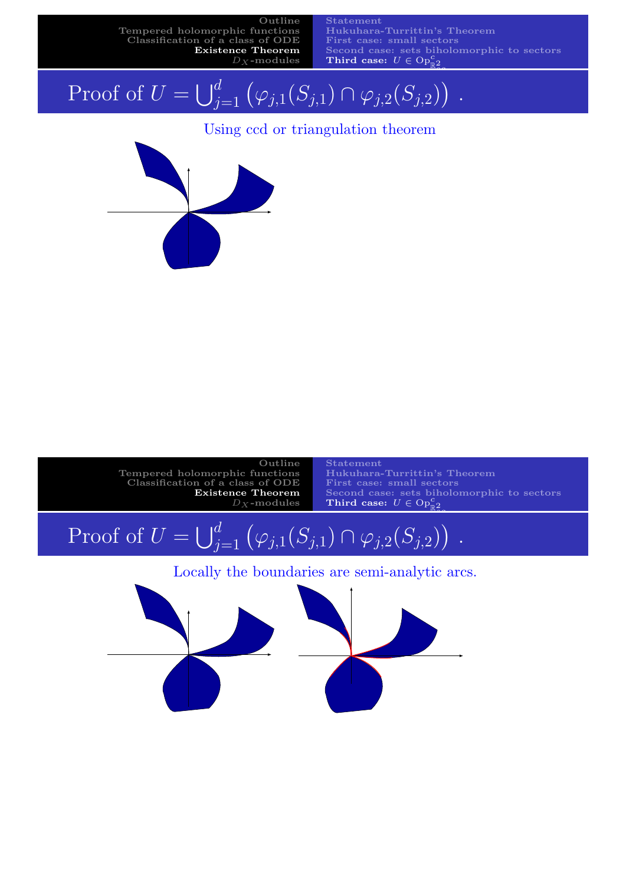## Proof of $U = \bigcup_{j=1}^{d} \left(\varphi_{j,1}(S_{j,1}) \cap \varphi_{j,2}(S_{j,2})\right)$ .

Using ccd or triangulation theorem

## Proof of $U = \bigcup_{j=1}^{d} \left(\varphi_{j,1}(S_{j,1}) \cap \varphi_{j,2}(S_{j,2})\right)$ .

Locally the boundaries are semi-analytic arcs.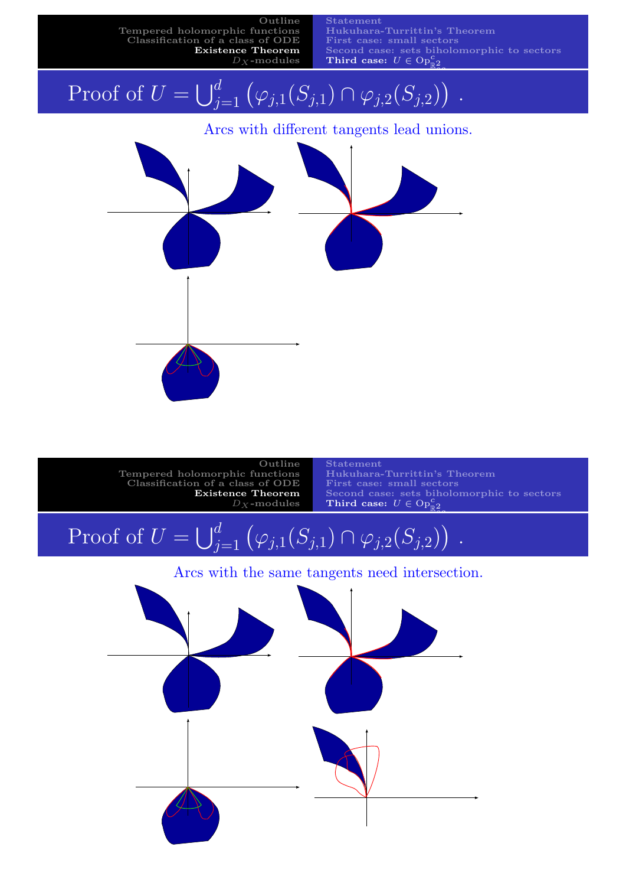## Proof of $U = \bigcup_{j=1}^{d} \left(\varphi_{j,1}(S_{j,1}) \cap \varphi_{j,2}(S_{j,2})\right)$ .

Arcs with different tangents lead unions.

## Proof of $U = \bigcup_{j=1}^{d} \left(\varphi_{j,1}(S_{j,1}) \cap \varphi_{j,2}(S_{j,2})\right)$ .

Arcs with the same tangents need intersection.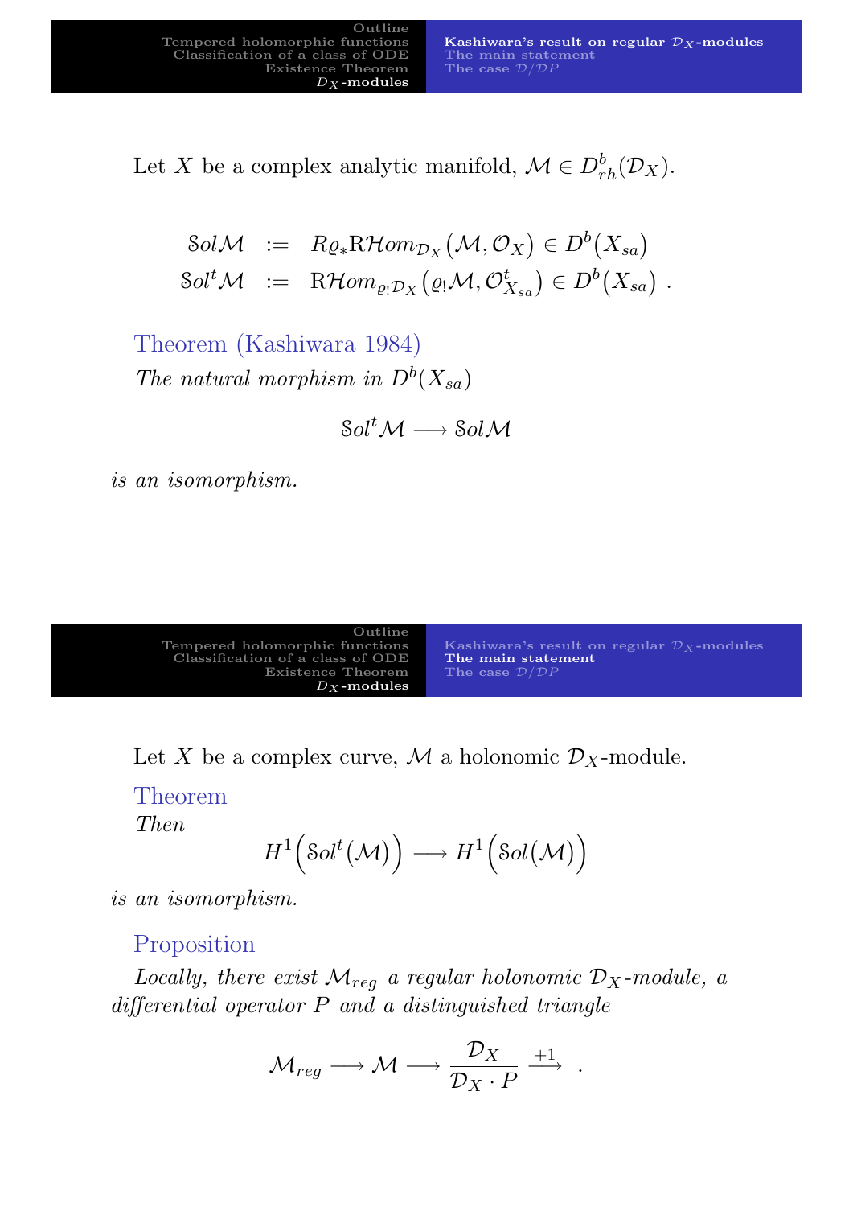Let $X$ be a complex analytic manifold, $\mathcal{M} \in D^b_{rh}(\mathcal{D}_X)$.

$$
\begin{aligned}
\mathcal{S}ol\mathcal{M} &:= R\varrho_* \mathrm{R}\mathcal{H}om_{\mathcal{D}_X}(\mathcal{M}, \mathcal{O}_X) \in D^b(X_{sa}) \\
\mathcal{S}ol^t\mathcal{M} &:= \mathrm{R}\mathcal{H}om_{\varrho_! \mathcal{D}_X}(\varrho_! \mathcal{M}, \mathcal{O}^t_{X_{sa}}) \in D^b(X_{sa}) \ .
\end{aligned}
$$

**Theorem (Kashiwara 1984)**

*The natural morphism in* $D^b(X_{sa})$

$$
\mathcal{S}ol^t\mathcal{M} \longrightarrow \mathcal{S}ol\mathcal{M}
$$

*is an isomorphism.*

Let $X$ be a complex curve, $\mathcal{M}$ a holonomic $\mathcal{D}_X$-module.

**Theorem**

*Then*

$$
H^1\Big(\mathcal{S}ol^t(\mathcal{M})\Big) \longrightarrow H^1\Big(\mathcal{S}ol(\mathcal{M})\Big)
$$

*is an isomorphism.*

**Proposition**

*Locally, there exist* $\mathcal{M}_{reg}$ *a regular holonomic* $\mathcal{D}_X$*-module, a differential operator* $P$ *and a distinguished triangle*

$$
\mathcal{M}_{reg} \longrightarrow \mathcal{M} \longrightarrow \frac{\mathcal{D}_X}{\mathcal{D}_X \cdot P} \xrightarrow{+1} \ .
$$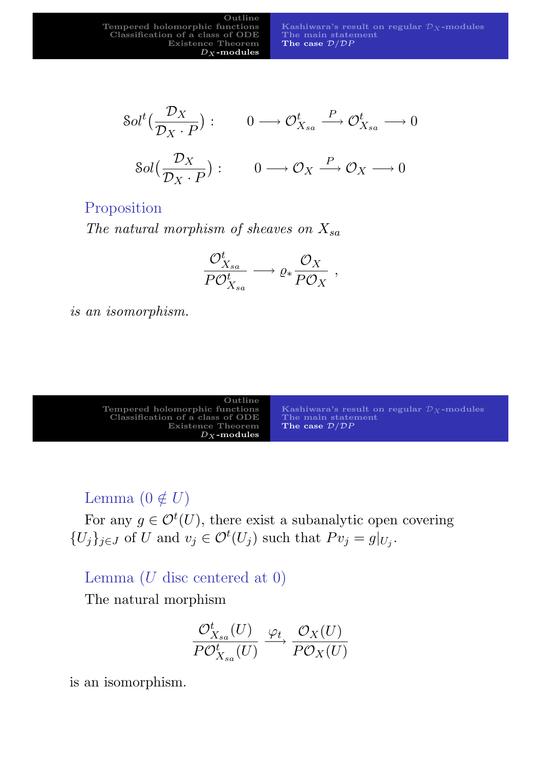$$\mathcal{S}ol^t\Big(\frac{\mathcal{D}_X}{\mathcal{D}_X \cdot P}\Big): \qquad 0 \longrightarrow \mathcal{O}^t_{X_{sa}} \xrightarrow{P} \mathcal{O}^t_{X_{sa}} \longrightarrow 0$$

$$\mathcal{S}ol\Big(\frac{\mathcal{D}_X}{\mathcal{D}_X \cdot P}\Big): \qquad 0 \longrightarrow \mathcal{O}_X \xrightarrow{P} \mathcal{O}_X \longrightarrow 0$$

### Proposition

*The natural morphism of sheaves on $X_{sa}$*

$$\frac{\mathcal{O}^t_{X_{sa}}}{P\mathcal{O}^t_{X_{sa}}} \longrightarrow \varrho_* \frac{\mathcal{O}_X}{P\mathcal{O}_X}\ ,$$

*is an isomorphism.*

### Lemma ($0 \notin U$)

For any $g \in \mathcal{O}^t(U)$, there exist a subanalytic open covering $\{U_j\}_{j\in J}$ of $U$ and $v_j \in \mathcal{O}^t(U_j)$ such that $Pv_j = g|_{U_j}$.

### Lemma ($U$ disc centered at $0$)

The natural morphism

$$\frac{\mathcal{O}^t_{X_{sa}}(U)}{P\mathcal{O}^t_{X_{sa}}(U)} \xrightarrow{\varphi_t} \frac{\mathcal{O}_X(U)}{P\mathcal{O}_X(U)}$$

is an isomorphism.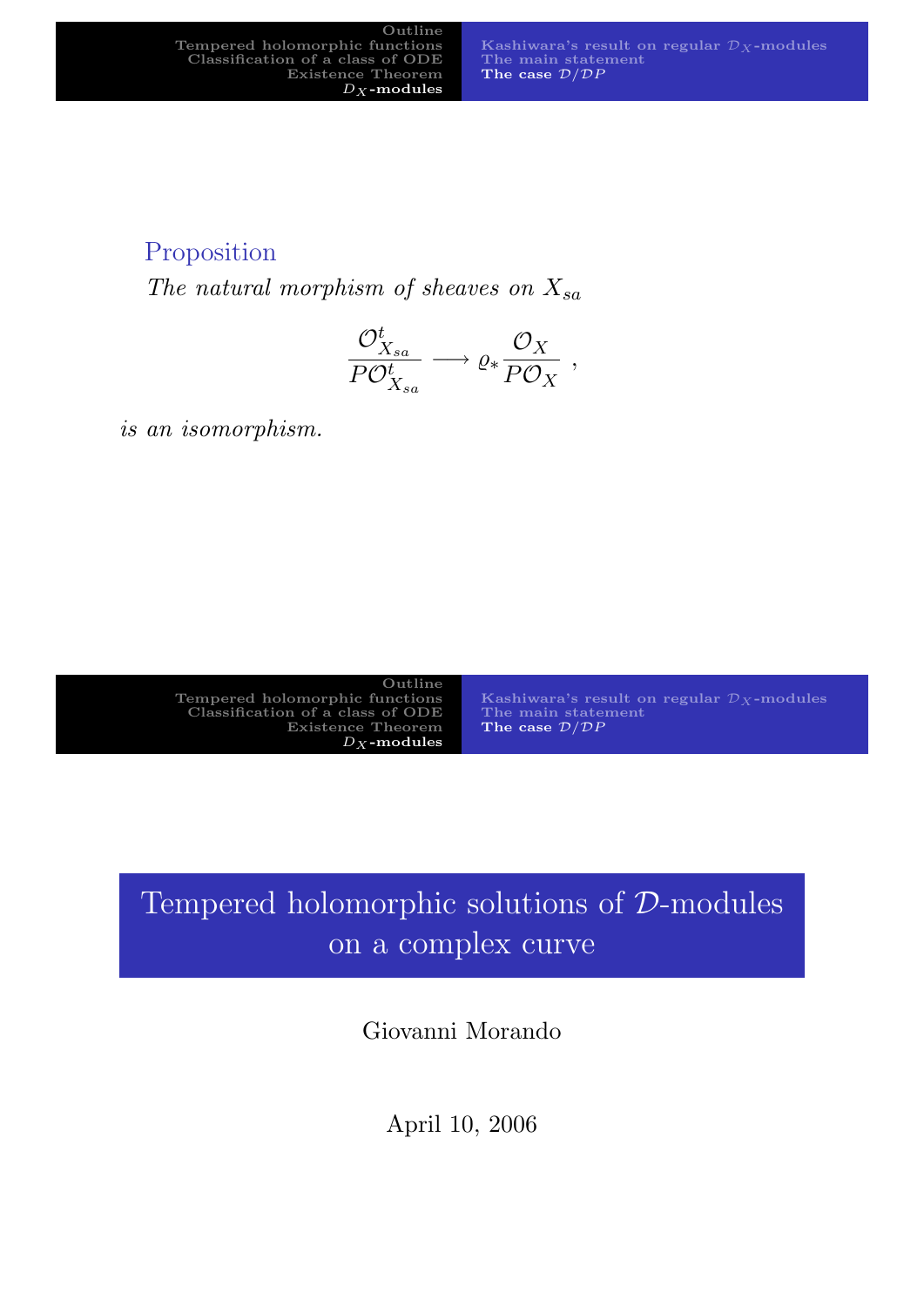**Proposition**

*The natural morphism of sheaves on* $X_{sa}$

$$\frac{\mathcal{O}^t_{X_{sa}}}{P\mathcal{O}^t_{X_{sa}}} \longrightarrow \varrho_* \frac{\mathcal{O}_X}{P\mathcal{O}_X} \ ,$$

*is an isomorphism.*

# Tempered holomorphic solutions of $\mathcal{D}$-modules on a complex curve

Giovanni Morando

April 10, 2006